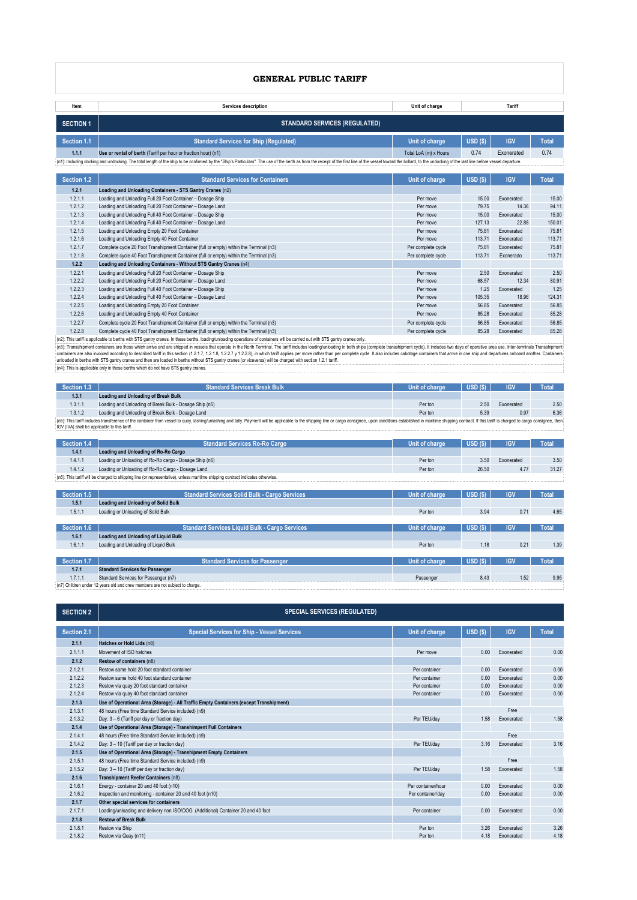# GENERAL PUBLIC TARIFF

| Item | Services description | Unit of charge | Tariff | | |
|---|---|---|---|---|---|
| **SECTION 1** | **STANDARD SERVICES (REGULATED)** | | | | |
| **Section 1.1** | **Standard Services for Ship (Regulated)** | **Unit of charge** | **USD ($)** | **IGV** | **Total** |
| **1.1.1** | **Use or rental of berth** (Tariff per hour or fraction hour) (n1) | Total LoA (m) x Hours | 0.74 | Exonerated | 0.74 |

(n1): Including docking and undocking. The total length of the ship to be confirmed by the "Ship's Particulars". The use of the berth as from the receipt of the first line of the vessel toward the bollard, to the undocking of the last line before vessel departure.

| Section 1.2 | Standard Services for Containers | Unit of charge | USD ($) | IGV | Total |
|---|---|---|---|---|---|
| **1.2.1** | **Loading and Unloading Containers - STS Gantry Cranes** (n2) | | | | |
| 1.2.1.1 | Loading and Unloading Full 20 Foot Container – Dosage Ship | Per move | 15.00 | Exonerated | 15.00 |
| 1.2.1.2 | Loading and Unloading Full 20 Foot Container – Dosage Land | Per move | 79.75 | 14.36 | 94.11 |
| 1.2.1.3 | Loading and Unloading Full 40 Foot Container – Dosage Ship | Per move | 15.00 | Exonerated | 15.00 |
| 1.2.1.4 | Loading and Unloading Full 40 Foot Container – Dosage Land | Per move | 127.13 | 22.88 | 150.01 |
| 1.2.1.5 | Loading and Unloading Empty 20 Foot Container | Per move | 75.81 | Exonerated | 75.81 |
| 1.2.1.6 | Loading and Unloading Empty 40 Foot Container | Per move | 113.71 | Exonerated | 113.71 |
| 1.2.1.7 | Complete cycle 20 Foot Transhipment Container (full or empty) within the Terminal (n3) | Per complete cycle | 75.81 | Exonerated | 75.81 |
| 1.2.1.8 | Complete cycle 40 Foot Transhipment Container (full or empty) within the Terminal (n3) | Per complete cycle | 113.71 | Exonerado | 113.71 |
| **1.2.2** | **Loading and Unloading Containers - Without STS Gantry Cranes** (n4) | | | | |
| 1.2.2.1 | Loading and Unloading Full 20 Foot Container – Dosage Ship | Per move | 2.50 | Exonerated | 2.50 |
| 1.2.2.2 | Loading and Unloading Full 20 Foot Container – Dosage Land | Per move | 68.57 | 12.34 | 80.91 |
| 1.2.2.3 | Loading and Unloading Full 40 Foot Container – Dosage Ship | Per move | 1.25 | Exonerated | 1.25 |
| 1.2.2.4 | Loading and Unloading Full 40 Foot Container – Dosage Land | Per move | 105.35 | 18.96 | 124.31 |
| 1.2.2.5 | Loading and Unloading Empty 20 Foot Container | Per move | 56.85 | Exonerated | 56.85 |
| 1.2.2.6 | Loading and Unloading Empty 40 Foot Container | Per move | 85.28 | Exonerated | 85.28 |
| 1.2.2.7 | Complete cycle 20 Foot Transhipment Container (full or empty) within the Terminal (n3) | Per complete cycle | 56.85 | Exonerated | 56.85 |
| 1.2.2.8 | Complete cycle 40 Foot Transhipment Container (full or empty) within the Terminal (n3) | Per complete cycle | 85.28 | Exonerated | 85.28 |

(n2): This tariff is applicable to berths with STS gantry cranes. In these berths, loading/unloading operations of containers will be carried out with STS gantry cranes only.

(n3): Transshipment containers are those which arrive and are shipped in vessels that operate in the North Terminal. The tariff includes loading/unloading in both ships (complete transhipment cycle). It includes two days of operative area use. Inter-terminals Transshipment containers are also invoiced according to described tariff in this section (1.2.1.7, 1.2.1.8, 1.2.2.7 y 1.2.2.8), in which tariff applies per move rather than per complete cycle. It also includes cabotage containers that arrive in one ship and departures onboard another. Containers unloaded in berths with STS gantry cranes and then are loaded in berths without STS gantry cranes (or viceversa) will be charged with section 1.2.1 tariff.

(n4): This is applicable only in those berths which do not have STS gantry cranes.

| Section 1.3 | Standard Services Break Bulk | Unit of charge | USD ($) | IGV | Total |
|---|---|---|---|---|---|
| **1.3.1** | **Loading and Unloading of Break Bulk** | | | | |
| 1.3.1.1 | Loading and Unloading of Break Bulk - Dosage Ship (n5) | Per ton | 2.50 | Exonerated | 2.50 |
| 1.3.1.2 | Loading and Unloading of Break Bulk - Dosage Land | Per ton | 5.39 | 0.97 | 6.36 |

(n5): This tariff includes transference of the container from vessel to quay, lashing/unlashing and tally. Payment will be applicable to the shipping line or cargo consignee, upon conditions established in maritime shipping contract. If this tariff is charged to cargo consignee, then IGV (IVA) shall be applicable to this tariff.

| Section 1.4 | Standard Services Ro-Ro Cargo | Unit of charge | USD ($) | IGV | Total |
|---|---|---|---|---|---|
| **1.4.1** | **Loading and Unloading of Ro-Ro Cargo** | | | | |
| 1.4.1.1 | Loading or Unloading of Ro-Ro cargo - Dosage Ship (n6) | Per ton | 3.50 | Exonerated | 3.50 |
| 1.4.1.2 | Loading or Unloading of Ro-Ro Cargo - Dosage Land | Per ton | 26.50 | 4.77 | 31.27 |

(n6): This tariff will be charged to shipping line (or representative), unless maritime shipping contract indicates otherwise.

| Section 1.5 | Standard Services Solid Bulk - Cargo Services | Unit of charge | USD ($) | IGV | Total |
|---|---|---|---|---|---|
| **1.5.1** | **Loading and Unloading of Solid Bulk** | | | | |
| 1.5.1.1 | Loading or Unloading of Solid Bulk | Per ton | 3.94 | 0.71 | 4.65 |

| Section 1.6 | Standard Services Liquid Bulk - Cargo Services | Unit of charge | USD ($) | IGV | Total |
|---|---|---|---|---|---|
| **1.6.1** | **Loading and Unloading of Liquid Bulk** | | | | |
| 1.6.1.1 | Loading or Unloading of Liquid Bulk | Per ton | 1.18 | 0.21 | 1.39 |

| Section 1.7 | Standard Services for Passenger | Unit of charge | USD ($) | IGV | Total |
|---|---|---|---|---|---|
| **1.7.1** | **Standard Services for Passenger** | | | | |
| 1.7.1.1 | Standard Services for Passenger (n7) | Passenger | 8.43 | 1.52 | 9.95 |

(n7) Children under 12 years old and crew members are not subject to charge.

| SECTION 2 | SPECIAL SERVICES (REGULATED) | | | | |
|---|---|---|---|---|---|
| **Section 2.1** | **Special Services for Ship - Vessel Services** | **Unit of charge** | **USD ($)** | **IGV** | **Total** |
| **2.1.1** | **Hatches or Hold Lids** (n8) | | | | |
| 2.1.1.1 | Movement of ISO hatches | Per move | 0.00 | Exonerated | 0.00 |
| **2.1.2** | **Restow of containers** (n8) | | | | |
| 2.1.2.1 | Restow same hold 20 foot standard container | Per container | 0.00 | Exonerated | 0.00 |
| 2.1.2.2 | Restow same hold 40 foot standard container | Per container | 0.00 | Exonerated | 0.00 |
| 2.1.2.3 | Restow via quay 20 foot standard container | Per container | 0.00 | Exonerated | 0.00 |
| 2.1.2.4 | Restow via quay 40 foot standard container | Per container | 0.00 | Exonerated | 0.00 |
| **2.1.3** | **Use of Operational Area (Storage) - All Traffic Empty Containers (except Transhipment)** | | | | |
| 2.1.3.1 | 48 hours (Free time Standard Service included) (n9) | | | Free | |
| 2.1.3.2 | Day: 3 – 6 (Tariff per day or fraction day) | Per TEU/day | 1.58 | Exonerated | 1.58 |
| **2.1.4** | **Use of Operational Area (Storage) - Transhipment Full Containers** | | | | |
| 2.1.4.1 | 48 hours (Free time Standard Service included) (n9) | | | Free | |
| 2.1.4.2 | Day: 3 – 10 (Tariff per day or fraction day) | Per TEU/day | 3.16 | Exonerated | 3.16 |
| **2.1.5** | **Use of Operational Area (Storage) - Transhipment Empty Containers** | | | | |
| 2.1.5.1 | 48 hours (Free time Standard Service included) (n9) | | | Free | |
| 2.1.5.2 | Day: 3 – 10 (Tariff per day or fraction day) | Per TEU/day | 1.58 | Exonerated | 1.58 |
| **2.1.6** | **Transhipment Reefer Containers** (n8) | | | | |
| 2.1.6.1 | Energy - container 20 and 40 foot (n10) | Per container/hour | 0.00 | Exonerated | 0.00 |
| 2.1.6.2 | Inspection and monitoring - container 20 and 40 foot (n10) | Per container/day | 0.00 | Exonerated | 0.00 |
| **2.1.7** | **Other special services for containers** | | | | |
| 2.1.7.1 | Loading/unloading and delivery non ISO/OOG (Additional) Container 20 and 40 foot | Per container | 0.00 | Exonerated | 0.00 |
| **2.1.8** | **Restow of Break Bulk** | | | | |
| 2.1.8.1 | Restow via Ship | Per ton | 3.26 | Exonerated | 3.26 |
| 2.1.8.2 | Restow via Quay (n11) | Per ton | 4.18 | Exonerated | 4.18 |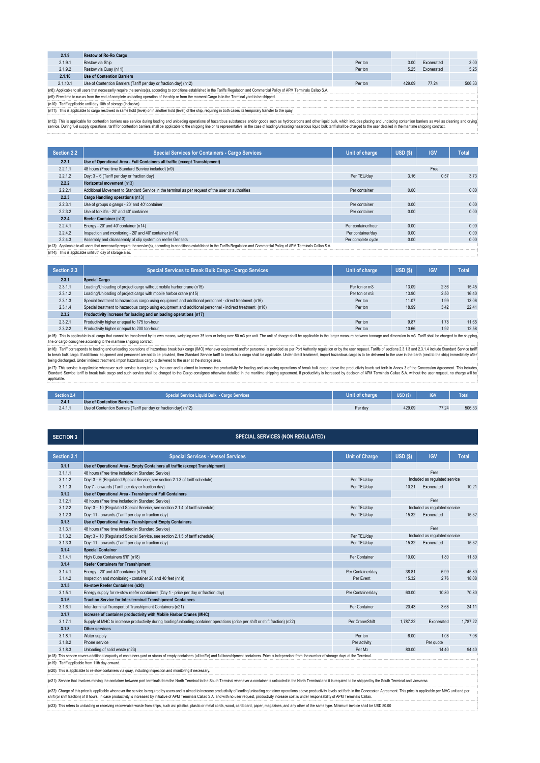| 2.1.9 | Restow of Ro-Ro Cargo | | | | |
|---|---|---|---|---|---|
| 2.1.9.1 | Restow via Ship | Per ton | 3.00 | Exonerated | 3.00 |
| 2.1.9.2 | Restow via Quay (n11) | Per ton | 5.25 | Exonerated | 5.25 |
| 2.1.10 | Use of Contention Barriers | | | | |
| 2.1.10.1 | Use of Contention Barriers (Tariff per day or fraction day) (n12) | Per ton | 429.09 | 77.24 | 506.33 |

(n8): Applicable to all users that necessarily require the service(s), according to conditions established in the Tariffs Regulation and Commercial Policy of APM Terminals Callao S.A.

(n9): Free time to run as from the end of complete unloading operation of the ship or from the moment Cargo is in the Terminal yard to be shipped.

(n10): Tariff applicable until day 10th of storage (inclusive).

(n11): This is applicable to cargo restowed in same hold (level) or in another hold (level) of the ship, requiring in both cases its temporary transfer to the quay.

(n12): This is applicable for contention barriers use service during loading and unloading operations of hazardous substances and/or goods such as hydrocarbons and other liquid bulk, which includes placing and unplacing contention barriers as well as cleaning and drying service. During fuel supply operations, tariff for contention barriers shall be applicable to the shipping line or its representative; in the case of loading/unloading hazardous liquid bulk tariff shall be charged to the user detailed in the maritime shipping contract.

| Section 2.2 | Special Services for Containers - Cargo Services | Unit of charge | USD ($) | IGV | Total |
|---|---|---|---|---|---|
| 2.2.1 | Use of Operational Area - Full Containers all traffic (except Transhipment) | | | | |
| 2.2.1.1 | 48 hours (Free time Standard Service included) (n9) | | | Free | |
| 2.2.1.2 | Day: 3 – 6 (Tariff per day or fraction day) | Per TEU/day | 3.16 | 0.57 | 3.73 |
| 2.2.2 | Horizontal movement (n13) | | | | |
| 2.2.2.1 | Additional Movement to Standard Service in the terminal as per request of the user or authorities | Per container | 0.00 | | 0.00 |
| 2.2.3 | Cargo Handling operations (n13) | | | | |
| 2.2.3.1 | Use of groups o gangs - 20' and 40' container | Per container | 0.00 | | 0.00 |
| 2.2.3.2 | Use of forklifts - 20' and 40' container | Per container | 0.00 | | 0.00 |
| 2.2.4 | Reefer Container (n13) | | | | |
| 2.2.4.1 | Energy - 20' and 40' container (n14) | Per container/hour | 0.00 | | 0.00 |
| 2.2.4.2 | Inspection and monitoring - 20' and 40' container (n14) | Per container/day | 0.00 | | 0.00 |
| 2.2.4.3 | Assembly and disassembly of clip system on reefer Gensets | Per complete cycle | 0.00 | | 0.00 |

(n13): Applicable to all users that necessarily require the service(s), according to conditions established in the Tariffs Regulation and Commercial Policy of APM Terminals Callao S.A.

(n14): This is applicable until 6th day of storage also.

| Section 2.3 | Special Services to Break Bulk Cargo - Cargo Services | Unit of charge | USD ($) | IGV | Total |
|---|---|---|---|---|---|
| 2.3.1 | Special Cargo | | | | |
| 2.3.1.1 | Loading/Unloading of project cargo without mobile harbor crane (n15) | Per ton or m3 | 13.09 | 2.36 | 15.45 |
| 2.3.1.2 | Loading/Unloading of project cargo with mobile harbor crane (n15) | Per ton or m3 | 13.90 | 2.50 | 16.40 |
| 2.3.1.3 | Special treatment to hazardous cargo using equipment and additional personnel - direct treatment (n16) | Per ton | 11.07 | 1.99 | 13.06 |
| 2.3.1.4 | Special treatment to hazardous cargo using equipment and additional personnel - indirect treatment (n16) | Per ton | 18.99 | 3.42 | 22.41 |
| 2.3.2 | Productivity increase for loading and unloading operations (n17) | | | | |
| 2.3.2.1 | Productivity higher or equal to 175 ton-hour | Per ton | 9.87 | 1.78 | 11.65 |
| 2.3.2.2 | Productivity higher or equal to 200 ton-hour | Per ton | 10.66 | 1.92 | 12.58 |

(n15): This is applicable to all cargo that cannot be transferred by its own means, weighing over 35 tons or being over 50 m3 per unit. The unit of charge shall be applicable to the larger measure between tonnage and dimension in m3. Tariff shall be charged to the shipping line or cargo consignee according to the maritime shipping contract.

(n16): Tariff corresponds to loading and unloading operations of hazardous break bulk cargo (IMO) whenever equipment and/or personnel is provided as per Port Authority regulation or by the user request. Tariffs of sections 2.3.1.3 and 2.3.1.4 include Standard Service tariff to break bulk cargo. If additional equipment and personnel are not to be provided, then Standard Service tariff to break bulk cargo shall be applicable. Under direct treatment, import hazardous cargo is to be delivered to the user in the berth (next to the ship) immediately after being discharged. Under indirect treatment, import hazardous cargo is delivered to the user at the storage area.

(n17): This service is applicable whenever such service is required by the user and is aimed to increase the productivity for loading and unloading operations of break bulk cargo above the productivity levels set forth in Annex 3 of the Concession Agreement. This includes Standard Service tariff to break bulk cargo and such service shall be charged to the Cargo consignee otherwise detailed in the maritime shipping agreement. If productivity is increased by decision of APM Terminals Callao S.A. without the user request, no charge will be applicable.

| Section 2.4 | Special Service Liquid Bulk - Cargo Services | Unit of charge | USD ($) | IGV | Total |
|---|---|---|---|---|---|
| 2.4.1 | Use of Contention Barriers | | | | |
| 2.4.1.1 | Use of Contention Barriers (Tariff per day or fraction day) (n12) | Per day | 429.09 | 77.24 | 506.33 |

## SECTION 3 — SPECIAL SERVICES (NON REGULATED)

| Section 3.1 | Special Services - Vessel Services | Unit of Charge | USD ($) | IGV | Total |
|---|---|---|---|---|---|
| 3.1.1 | Use of Operational Area - Empty Containers all traffic (except Transhipment) | | | | |
| 3.1.1.1 | 48 hours (Free time included in Standard Service) | | | Free | |
| 3.1.1.2 | Day: 3 – 6 (Regulated Special Service, see section 2.1.3 of tariff schedule) | Per TEU/day | | Included as regulated service | |
| 3.1.1.3 | Day 7 - onwards (Tariff per day or fraction day) | Per TEU/day | 10.21 | Exonerated | 10.21 |
| 3.1.2 | Use of Operational Area - Transhipment Full Containers | | | | |
| 3.1.2.1 | 48 hours (Free time included in Standard Service) | | | Free | |
| 3.1.2.2 | Day: 3 – 10 (Regulated Special Service, see section 2.1.4 of tariff schedule) | Per TEU/day | | Included as regulated service | |
| 3.1.2.3 | Day: 11 - onwards (Tariff per day or fraction day) | Per TEU/day | 15.32 | Exonerated | 15.32 |
| 3.1.3 | Use of Operational Area - Transhipment Empty Containers | | | | |
| 3.1.3.1 | 48 hours (Free time included in Standard Service) | | | Free | |
| 3.1.3.2 | Day: 3 – 10 (Regulated Special Service, see section 2.1.5 of tariff schedule) | Per TEU/day | | Included as regulated service | |
| 3.1.3.3 | Day: 11 - onwards (Tariff per day or fraction day) | Per TEU/day | 15.32 | Exonerated | 15.32 |
| 3.1.4 | Special Container | | | | |
| 3.1.4.1 | High Cube Containers 9'6" (n18) | Per Container | 10.00 | 1.80 | 11.80 |
| 3.1.4 | Reefer Containers for Transhipment | | | | |
| 3.1.4.1 | Energy - 20' and 40' container (n19) | Per Container/day | 38.81 | 6.99 | 45.80 |
| 3.1.4.2 | Inspection and monitoring - container 20 and 40 feet (n19) | Per Event | 15.32 | 2.76 | 18.08 |
| 3.1.5 | Re-stow Reefer Containers (n20) | | | | |
| 3.1.5.1 | Energy supply for re-stow reefer containers (Day 1 - price per day or fraction day) | Per Container/day | 60.00 | 10.80 | 70.80 |
| 3.1.6 | Traction Service for Inter-terminal Transhipment Containers | | | | |
| 3.1.6.1 | Inter-terminal Transport of Transhipment Containers (n21) | Per Container | 20.43 | 3.68 | 24.11 |
| 3.1.7 | Increase of container productivity with Mobile Harbor Cranes (MHC) | | | | |
| 3.1.7.1 | Supply of MHC to increase productivity during loading/unloading container operations (price per shift or shift fraction) (n22) | Per Crane/Shift | 1,787.22 | Exonerated | 1,787.22 |
| 3.1.8 | Other services | | | | |
| 3.1.8.1 | Water supply | Per ton | 6.00 | 1.08 | 7.08 |
| 3.1.8.2 | Phone service | Per activity | | Per quote | |
| 3.1.8.3 | Unloading of solid waste (n23) | Per M3 | 80.00 | 14.40 | 94.40 |

(n18): This service covers additional capacity of containers yard or stacks of empty containers (all traffic) and full transhipment containers. Price is independant from the number of storage days at the Terminal.

(n19): Tariff applicable from 11th day onward.

(n20): This is applicable to re-stow containers via quay, including inspection and monitoring if necessary.

(n21): Service that involves moving the container between port terminals from the North Terminal to the South Terminal whenever a container is unloaded in the North Terminal and it is required to be shipped by the South Terminal and viceversa.

(n22): Charge of this price is applicable whenever the service is required by users and is aimed to increase productivity of loading/unloading container operations above productivity levels set forth in the Concession Agreement. This price is applicable per MHC unit and per shift (or shift fraction) of 8 hours. In case productivity is increased by initiative of APM Terminals Callao S.A. and with no user request, productivity increase cost is under responsability of APM Terminals Callao.

(n23): This refers to unloading or receiving recoverable waste from ships, such as: plastics, plastic or metal cords, wood, cardboard, paper, magazines, and any other of the same type. Minimum invoice shall be USD 80.00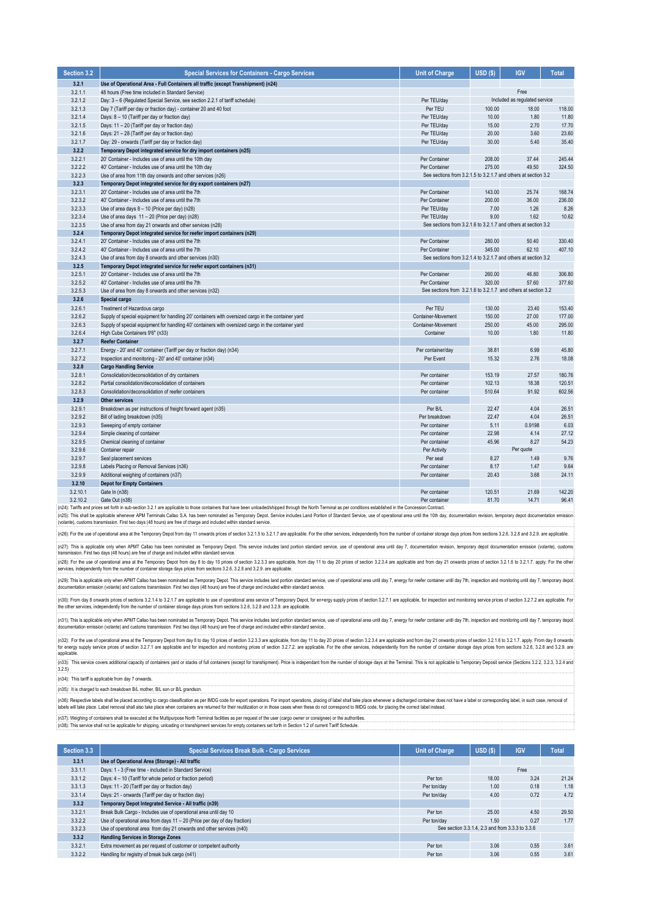| Section 3.2 | Special Services for Containers - Cargo Services | Unit of Charge | USD ($) | IGV | Total |
|---|---|---|---|---|---|
| **3.2.1** | **Use of Operational Area - Full Containers all traffic (except Transhipment) (n24)** | | | | |
| 3.2.1.1 | 48 hours (Free time included in Standard Service) | | | Free | |
| 3.2.1.2 | Day: 3 – 6 (Regulated Special Service, see section 2.2.1 of tariff schedule) | Per TEU/day | | Included as regulated service | |
| 3.2.1.3 | Day 7 (Tariff per day or fraction day) - container 20 and 40 foot | Per TEU | 100.00 | 18.00 | 118.00 |
| 3.2.1.4 | Days: 8 – 10 (Tariff per day or fraction day) | Per TEU/day | 10.00 | 1.80 | 11.80 |
| 3.2.1.5 | Days: 11 – 20 (Tariff per day or fraction day) | Per TEU/day | 15.00 | 2.70 | 17.70 |
| 3.2.1.6 | Days: 21 – 28 (Tariff per day or fraction day) | Per TEU/day | 20.00 | 3.60 | 23.60 |
| 3.2.1.7 | Day: 29 - onwards (Tariff per day or fraction day) | Per TEU/day | 30.00 | 5.40 | 35.40 |
| **3.2.2** | **Temporary Depot integrated service for dry import containers (n25)** | | | | |
| 3.2.2.1 | 20' Container - Includes use of area until the 10th day | Per Container | 208.00 | 37.44 | 245.44 |
| 3.2.2.2 | 40' Container - Includes use of area until the 10th day | Per Container | 275.00 | 49.50 | 324.50 |
| 3.2.2.3 | Use of area from 11th day onwards and other services (n26) | See sections from 3.2.1.5 to 3.2.1.7 and others at section 3.2 | | | |
| **3.2.3** | **Temporary Depot integrated service for dry export containers (n27)** | | | | |
| 3.2.3.1 | 20' Container - Includes use of area until the 7th | Per Container | 143.00 | 25.74 | 168.74 |
| 3.2.3.2 | 40' Container - Includes use of area until the 7th | Per Container | 200.00 | 36.00 | 236.00 |
| 3.2.3.3 | Use of area days 8 – 10 (Price per day) (n28) | Per TEU/day | 7.00 | 1.26 | 8.26 |
| 3.2.3.4 | Use of area days 11 – 20 (Price per day) (n28) | Per TEU/day | 9.00 | 1.62 | 10.62 |
| 3.2.3.5 | Use of area from day 21 onwards and other services (n28) | See sections from 3.2.1.6 to 3.2.1.7 and others at section 3.2 | | | |
| **3.2.4** | **Temporary Depot integrated service for reefer import containers (n29)** | | | | |
| 3.2.4.1 | 20' Container - Includes use of area until the 7th | Per Container | 280.00 | 50.40 | 330.40 |
| 3.2.4.2 | 40' Container - Includes use of area until the 7th | Per Container | 345.00 | 62.10 | 407.10 |
| 3.2.4.3 | Use of area from day 8 onwards and other services (n30) | See sections from 3.2.1.4 to 3.2.1.7 and others at section 3.2 | | | |
| **3.2.5** | **Temporary Depot integrated service for reefer export containers (n31)** | | | | |
| 3.2.5.1 | 20' Container - Includes use of area until the 7th | Per Container | 260.00 | 46.80 | 306.80 |
| 3.2.5.2 | 40' Container - Includes use of area until the 7th | Per Container | 320.00 | 57.60 | 377.60 |
| 3.2.5.3 | Use of area from day 8 onwards and other services (n32) | See sections from 3.2.1.6 to 3.2.1.7 and others at section 3.2 | | | |
| **3.2.6** | **Special cargo** | | | | |
| 3.2.6.1 | Treatment of Hazardous cargo | Per TEU | 130.00 | 23.40 | 153.40 |
| 3.2.6.2 | Supply of special equipment for handling 20' containers with oversized cargo in the container yard | Container-Movement | 150.00 | 27.00 | 177.00 |
| 3.2.6.3 | Supply of special equipment for handling 40' containers with oversized cargo in the container yard | Container-Movement | 250.00 | 45.00 | 295.00 |
| 3.2.6.4 | High Cube Containers 9'6" (n33) | Container | 10.00 | 1.80 | 11.80 |
| **3.2.7** | **Reefer Container** | | | | |
| 3.2.7.1 | Energy - 20' and 40' container (Tariff per day or fraction day) (n34) | Per container/day | 38.81 | 6.99 | 45.80 |
| 3.2.7.2 | Inspection and monitoring - 20' and 40' container (n34) | Per Event | 15.32 | 2.76 | 18.08 |
| **3.2.8** | **Cargo Handling Service** | | | | |
| 3.2.8.1 | Consolidation/deconsolidation of dry containers | Per container | 153.19 | 27.57 | 180.76 |
| 3.2.8.2 | Partial consolidation/deconsolidation of containers | Per container | 102.13 | 18.38 | 120.51 |
| 3.2.8.3 | Consolidation/deconsolidation of reefer containers | Per container | 510.64 | 91.92 | 602.56 |
| **3.2.9** | **Other services** | | | | |
| 3.2.9.1 | Breakdown as per instructions of freight forward agent (n35) | Per B/L | 22.47 | 4.04 | 26.51 |
| 3.2.9.2 | Bill of lading breakdown (n35) | Per breakdown | 22.47 | 4.04 | 26.51 |
| 3.2.9.3 | Sweeping of empty container | Per container | 5.11 | 0.9198 | 6.03 |
| 3.2.9.4 | Simple cleaning of container | Per container | 22.98 | 4.14 | 27.12 |
| 3.2.9.5 | Chemical cleaning of container | Per container | 45.96 | 8.27 | 54.23 |
| 3.2.9.6 | Container repair | Per Activity | | Per quote | |
| 3.2.9.7 | Seal placement services | Per seal | 8.27 | 1.49 | 9.76 |
| 3.2.9.8 | Labels Placing or Removal Services (n36) | Per container | 8.17 | 1.47 | 9.64 |
| 3.2.9.9 | Additional weighing of containers (n37) | Per container | 20.43 | 3.68 | 24.11 |
| **3.2.10** | **Depot for Empty Containers** | | | | |
| 3.2.10.1 | Gate In (n38) | Per container | 120.51 | 21.69 | 142.20 |
| 3.2.10.2 | Gate Out (n38) | Per container | 81.70 | 14.71 | 96.41 |

(n24): Tariffs and prices set forth in sub-section 3.2.1 are applicable to those containers that have been unloaded/shipped through the North Terminal as per conditions established in the Concession Contract.

(n25): This shall be applicable whenever APM Terminals Callao S.A. has been nominated as Temporary Depot. Service includes Land Portion of Standard Service, use of operational area until the 10th day, documentation revision, temporary depot documentation emission (volante), customs transmission. First two days (48 hours) are free of charge and included within standard service.

(n26): For the use of operational area at the Temporary Depot from day 11 onwards prices of section 3.2.1.5 to 3.2.1.7 are applicable. For the other services, independently from the number of container storage days prices from sections 3.2.6, 3.2.8 and 3.2.9. are applicable.

(n27): This is applicable only when APMT Callao has been nominated as Temporary Depot. This service includes land portion standard service, use of operational area until day 7, documentation revision, temporary depot documentation emission (volante), customs transmission. First two days (48 hours) are free of charge and included within standard service.

(n28): For the use of operational area at the Temporary Depot from day 8 to day 10 prices of section 3.2.3.3 are applicable, from day 11 to day 20 prices of section 3.2.3.4 are applicable and from day 21 onwards prices of section 3.2.1.6 to 3.2.1.7. apply. For the other services, independently from the number of container storage days prices from sections 3.2.6, 3.2.8 and 3.2.9. are applicable.

(n29): This is applicable only when APMT Callao has been nominated as Temporary Depot. This service includes land portion standard service, use of operational area until day 7, energy for reefer container until day 7th, inspection and monitoring until day 7, temporary depot documentation emission (volante) and customs transmission. First two days (48 hours) are free of charge and included within standard service.

(n30): From day 8 onwards prices of sections 3.2.1.4 to 3.2.1.7 are applicable to use of operational area service of Temporary Depot, for en+ergy supply prices of section 3.2.7.1 are applicable, for inspection and monitoring service prices of section 3.2.7.2 are applicable. For the other services, independently from the number of container storage days prices from sections 3.2.6, 3.2.8 and 3.2.9. are applicable.

(n31): This is applicable only when APMT Callao has been nominated as Temporary Depot. This service includes land portion standard service, use of operational area until day 7, energy for reefer container until day 7th, inspection and monitoring until day 7, temporary depot documentation emission (volante) and customs transmission. First two days (48 hours) are free of charge and included within standard service..

(n32): For the use of operational area at the Temporary Depot from day 8 to day 10 prices of section 3.2.3.3 are applicable, from day 11 to day 20 prices of section 3.2.3.4 are applicable and from day 21 onwards prices of section 3.2.1.6 to 3.2.1.7. apply. From day 8 onwards for energy supply service prices of section 3.2.7.1 are applicable and for inspection and monitoring prices of section 3.2.7.2. are applicable. For the other services, independently from the number of container storage days prices from sections 3.2.6, 3.2.8 and 3.2.9. are applicable.

(n33): This service covers additional capacity of containers yard or stacks of full containers (except for transhipment). Price is independant from the number of storage days at the Terminal. This is not applicable to Temporary Deposit service (Sections 3.2.2, 3.2.3, 3.2.4 and 3.2.5)

(n34): This tariff is applicable from day 7 onwards.

(n35): It is charged to each breakdown B/L mother, B/L son or B/L grandson.

(n36): Respective labels shall be placed according to cargo classification as per IMDG code for export operations. For import operations, placing of label shall take place whenever a discharged container does not have a label or corresponding label, in such case, removal of labels will take place. Label removal shall also take place when containers are returned for their reutilization or in those cases when these do not correspond to IMDG code, for placing the correct label instead.

(n37): Weighing of containers shall be executed at the Multipurpose North Terminal facilities as per request of the user (cargo owner or consignee) or the authorities.

(n38): This service shall not be applicable for shipping, unloading or transhipment services for empty containers set forth in Section 1.2 of current Tariff Schedule.

| Section 3.3 | Special Services Break Bulk - Cargo Services | Unit of Charge | USD ($) | IGV | Total |
|---|---|---|---|---|---|
| **3.3.1** | **Use of Operational Area (Storage) - All traffic** | | | | |
| 3.3.1.1 | Days: 1 - 3 (Free time - included in Standard Service) | | | Free | |
| 3.3.1.2 | Days: 4 – 10 (Tariff for whole period or fraction period) | Per ton | 18.00 | 3.24 | 21.24 |
| 3.3.1.3 | Days: 11 - 20 (Tariff per day or fraction day) | Per ton/day | 1.00 | 0.18 | 1.18 |
| 3.3.1.4 | Days: 21 - onwards (Tariff per day or fraction day) | Per ton/day | 4.00 | 0.72 | 4.72 |
| **3.3.2** | **Temporary Depot Integrated Service - All traffic (n39)** | | | | |
| 3.3.2.1 | Break Bulk Cargo - Includes use of operational area until day 10 | Per ton | 25.00 | 4.50 | 29.50 |
| 3.3.2.2 | Use of operational area from days 11 – 20 (Price per day of day fraction) | Per ton/day | 1.50 | 0.27 | 1.77 |
| 3.3.2.3 | Use of operational area from day 21 onwards and other services (n40) | See section 3.3.1.4, 2.3 and from 3.3.3 to 3.3.6 | | | |
| **3.3.2** | **Handling Services in Storage Zones** | | | | |
| 3.3.2.1 | Extra movement as per request of customer or competent authority | Per ton | 3.06 | 0.55 | 3.61 |
| 3.3.2.2 | Handling for registry of break bulk cargo (n41) | Per ton | 3.06 | 0.55 | 3.61 |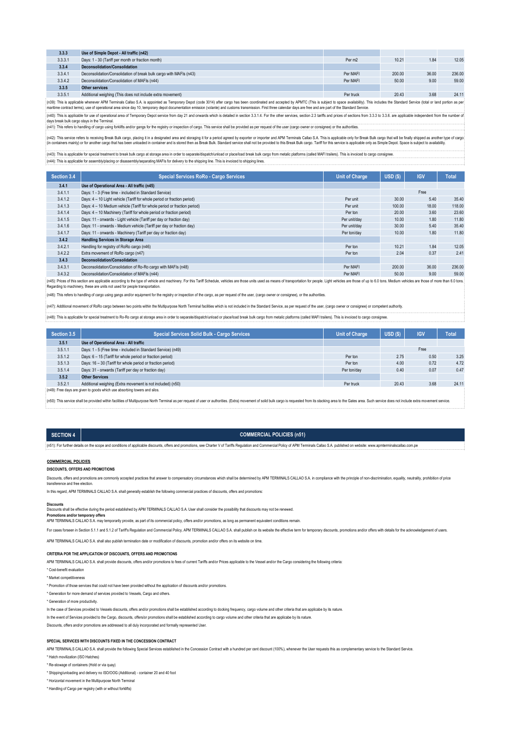| 3.3.3 | Use of Simple Depot - All traffic (n42) | | | | |
|---|---|---|---|---|---|
| 3.3.3.1 | Days: 1 - 30 (Tariff per month or fraction month) | Per m2 | 10.21 | 1.84 | 12.05 |
| **3.3.4** | **Deconsolidation/Consolidation** | | | | |
| 3.3.4.1 | Deconsolidation/Consolidation of break bulk cargo with MAFIs (n43) | Per MAFI | 200.00 | 36.00 | 236.00 |
| 3.3.4.2 | Deconsolidation/Consolidation of MAFIs (n44) | Per MAFI | 50.00 | 9.00 | 59.00 |
| **3.3.5** | **Other services** | | | | |
| 3.3.5.1 | Additional weighing (This does not include extra movement) | Per truck | 20.43 | 3.68 | 24.11 |

(n39): This is applicable whenever APM Terminals Callao S.A. is appointed as Temporary Depot (code 3014) after cargo has been coordinated and accepted by APMTC (This is subject to space availability). This includes the Standard Service (total or land portion as per maritime contract terms), use of operational area since day 10, temporary depot documentation emission (volante) and customs transmission. First three calendar days are free and are part of the Standard Service.

(n40): This is applicable for use of operational area of Temporary Depot service from day 21 and onwards which is detailed in section 3.3.1.4. For the other services, section 2.3 tariffs and prices of sections from 3.3.3 to 3.3.6. are applicable independent from the number of days break bulk cargo stays in the Terminal.

(n41): This refers to handling of cargo using forklifts and/or gangs for the registry or inspection of cargo. This service shall be provided as per request of the user (cargo owner or consignee) or the authorities.

(n42): This service refers to receiving Break Bulk cargo, placing it in a designated area and storaging it for a period agreed by exporter or importer and APM Terminals Callao S.A. This is applicable only for Break Bulk cargo that will be finally shipped as another type of cargo (in containers mainly) or for another cargo that has been unloaded in container and is stored then as Break Bulk. Standard service shall not be provided to this Break Bulk cargo. Tariff for this service is applicable only as Simple Depot. Space is subject to availability.

(n43): This is applicable for special treatment to break bulk cargo at storage area in order to separate/dispatch/unload or place/load break bulk cargo from metalic platforms (called MAFI trailers). This is invoiced to cargo consignee.

(n44): This is applicable for assembly/placing or disassembly/separating MAFIs for delivery to the shipping line. This is invoiced to shipping lines.

| Section 3.4 | Special Services RoRo - Cargo Services | Unit of Charge | USD ($) | IGV | Total |
|---|---|---|---|---|---|
| **3.4.1** | **Use of Operational Area - All traffic (n45)** | | | | |
| 3.4.1.1 | Days: 1 - 3 (Free time - included in Standard Service) | | | Free | |
| 3.4.1.2 | Days: 4 – 10 Light vehicle (Tariff for whole period or fraction period) | Per unit | 30.00 | 5.40 | 35.40 |
| 3.4.1.3 | Days: 4 – 10 Medium vehicle (Tariff for whole period or fraction period) | Per unit | 100.00 | 18.00 | 118.00 |
| 3.4.1.4 | Days: 4 – 10 Machinery (Tariff for whole period or fraction period) | Per ton | 20.00 | 3.60 | 23.60 |
| 3.4.1.5 | Days: 11 - onwards - Light vehicle (Tariff per day or fraction day) | Per unit/day | 10.00 | 1.80 | 11.80 |
| 3.4.1.6 | Days: 11 - onwards - Medium vehicle (Tariff per day or fraction day) | Per unit/day | 30.00 | 5.40 | 35.40 |
| 3.4.1.7 | Days: 11 - onwards - Machinery (Tariff per day or fraction day) | Per ton/day | 10.00 | 1.80 | 11.80 |
| **3.4.2** | **Handling Services in Storage Area** | | | | |
| 3.4.2.1 | Handling for registry of RoRo cargo (n46) | Per ton | 10.21 | 1.84 | 12.05 |
| 3.4.2.2 | Extra movement of RoRo cargo (n47) | Per ton | 2.04 | 0.37 | 2.41 |
| **3.4.3** | **Deconsolidation/Consolidation** | | | | |
| 3.4.3.1 | Deconsolidation/Consolidation of Ro-Ro cargo with MAFIs (n48) | Per MAFI | 200.00 | 36.00 | 236.00 |
| 3.4.3.2 | Deconsolidation/Consolidation of MAFIs (n44) | Per MAFI | 50.00 | 9.00 | 59.00 |

(n45): Prices of this section are applicable according to the type of vehicle and machinery. For this Tariff Schedule, vehicles are those units used as means of transportation for people. Light vehicles are those of up to 6.0 tons. Medium vehicles are those of more than 6.0 tons. Regarding to machinery, these are units not used for people transportation.

(n46): This refers to handling of cargo using gangs and/or equipment for the registry or inspection of the cargo, as per request of the user, (cargo owner or consignee), or the authorities.

(n47): Additional movement of RoRo cargo between two points within the Multipurpose North Terminal facilities which is not included in the Standard Service, as per request of the user, (cargo owner or consignee) or competent authority.

(n48): This is applicable for special treatment to Ro-Ro cargo at storage area in order to separate/dispatch/unload or place/load break bulk cargo from metalic platforms (called MAFI trailers). This is invoiced to cargo consignee.

| Section 3.5 | Special Services Solid Bulk - Cargo Services | Unit of Charge | USD ($) | IGV | Total |
|---|---|---|---|---|---|
| **3.5.1** | **Use of Operational Area - All traffic** | | | | |
| 3.5.1.1 | Days: 1 - 5 (Free time - included in Standard Service) (n49) | | | Free | |
| 3.5.1.2 | Days: 6 – 15 (Tariff for whole period or fraction period) | Per ton | 2.75 | 0.50 | 3.25 |
| 3.5.1.3 | Days: 16 – 30 (Tariff for whole period or fraction period) | Per ton | 4.00 | 0.72 | 4.72 |
| 3.5.1.4 | Days: 31 - onwards (Tariff per day or fraction day) | Per ton/day | 0.40 | 0.07 | 0.47 |
| **3.5.2** | **Other Services** | | | | |
| 3.5.2.1 | Additional weighing (Extra movement is not included) (n50) | Per truck | 20.43 | 3.68 | 24.11 |

(n49): Free days are given to goods which use absorbing towers and silos.

(n50): This service shall be provided within facilities of Multipurpose North Terminal as per request of user or authorities. (Extra) movement of solid bulk cargo is requested from its stacking area to the Gates area. Such service does not include extra movement service.

## SECTION 4 — COMMERCIAL POLICIES (n51)

(n51): For further details on the scope and conditions of applicable discounts, offers and promotions, see Charter V of Tariffs Regulation and Commercial Policy of APM Terminals Callao S.A. published on website: www.apmterminalscallao.com.pe

### COMMERCIAL POLICIES

**DISCOUNTS, OFFERS AND PROMOTIONS**

Discounts, offers and promotions are commonly accepted practices that answer to compensatory circumstances which shall be determined by APM TERMINALS CALLAO S.A. in compliance with the principle of non-discrimination, equality, neutrality, prohibition of price transference and free election.

In this regard, APM TERMINALS CALLAO S.A. shall generally establish the following commercial practices of discounts, offers and promotions:

**Discounts**
Discounts shall be effective during the period established by APM TERMINALS CALLAO S.A. User shall consider the possibility that discounts may not be renewed.

**Promotions and/or temporary offers**
APM TERMINALS CALLAO S.A. may temporarily provide, as part of its commercial policy, offers and/or promotions, as long as permanent equivalent conditions remain.

For cases forseen in Section 5.1.1 and 5.1.2 of Tariff's Regulation and Commercial Policy, APM TERMINALS CALLAO S.A. shall publish on its website the effective term for temporary discounts, promotions and/or offers with details for the acknowledgement of users.

APM TERMINALS CALLAO S.A. shall also publish termination date or modification of discounts, promotion and/or offers on its website on time.

**CRITERIA POR THE APPLICATION OF DISCOUNTS, OFFERS AND PROMOTIONS**

APM TERMINALS CALLAO S.A. shall provide discounts, offers and/or promotions to fees of current Tariffs and/or Prices applicable to the Vessel and/or the Cargo considering the following criteria:

* Cost-benefit evaluation
* Market competitiveness
* Promotion of those services that could not have been provided without the application of discounts and/or promotions.
* Generation for more demand of services provided to Vessels, Cargo and others.
* Generation of more productivity.

In the case of Services provided to Vessels discounts, offers and/or promotions shall be established according to docking frequency, cargo volume and other criteria that are applicabe by its nature.

In the event of Services provided to the Cargo, discounts, offers/or promotions shall be established according to cargo volume and other criteria that are applicabe by its nature.

Discounts, offers and/or promotions are addressed to all duly incorporated and formally represented User.

**SPECIAL SERVICES WITH DISCOUNTS FIXED IN THE CONCESSION CONTRACT**

APM TERMINALS CALLAO S.A. shall provide the following Special Services established in the Concession Contract with a hundred per cent discount (100%), whenever the User requests this as complementary service to the Standard Service.

* Hatch movilization (ISO Hatches)
* Re-stowage of containers (Hold or via quay)
* Shipping/unloading and delivery no ISO/OOG (Additional) - container 20 and 40 foot
* Horizontal movement in the Multipurpose North Terminal
* Handling of Cargo per registry (with or without forklifts)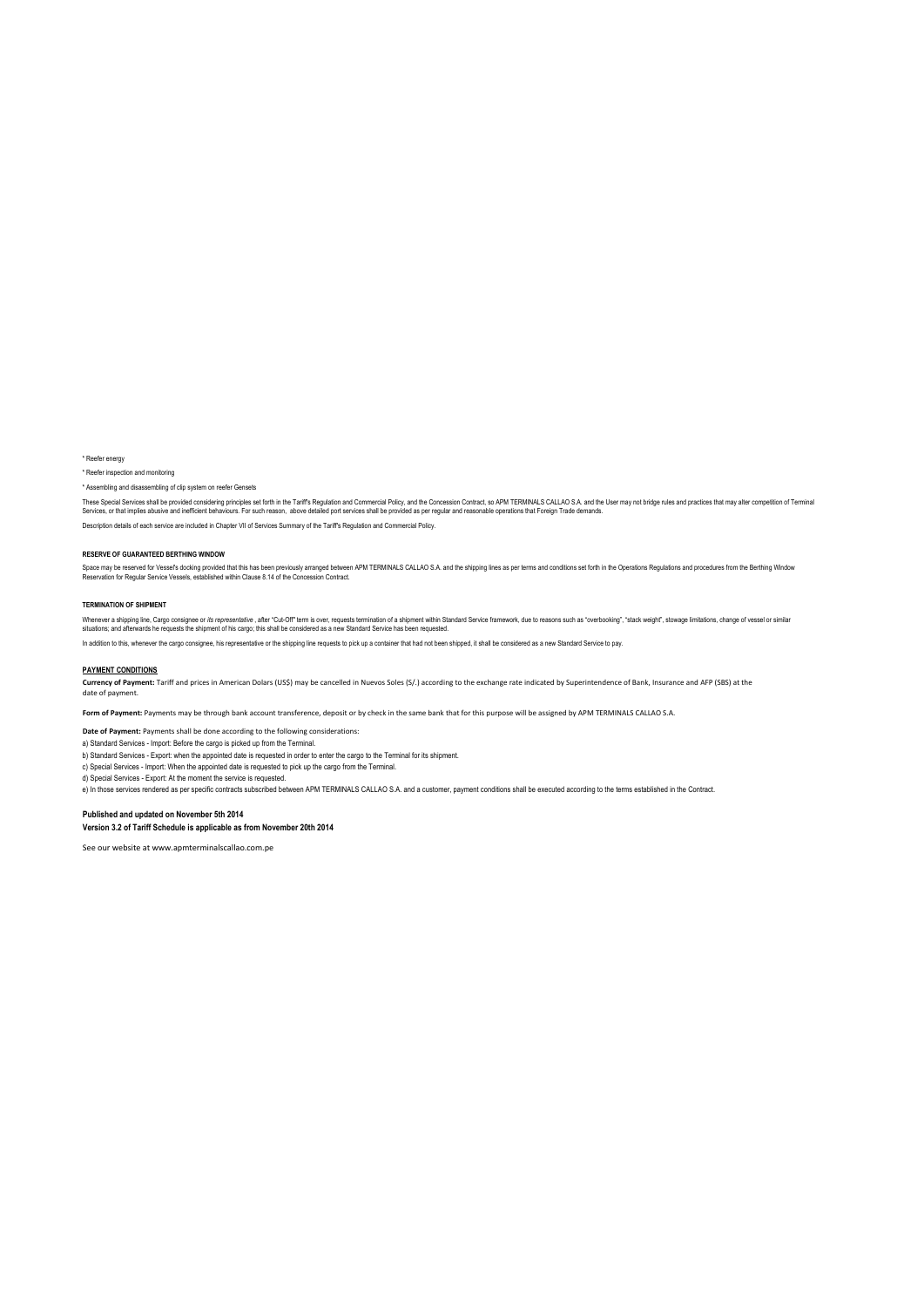* Reefer energy

* Reefer inspection and monitoring

* Assembling and disassembling of clip system on reefer Gensets

These Special Services shall be provided considering principles set forth in the Tariff's Regulation and Commercial Policy, and the Concession Contract, so APM TERMINALS CALLAO S.A. and the User may not bridge rules and practices that may alter competition of Terminal Services, or that implies abusive and inefficient behaviours. For such reason, above detailed port services shall be provided as per regular and reasonable operations that Foreign Trade demands.

Description details of each service are included in Chapter VII of Services Summary of the Tariff's Regulation and Commercial Policy.

**RESERVE OF GUARANTEED BERTHING WINDOW**

Space may be reserved for Vessel's docking provided that this has been previously arranged between APM TERMINALS CALLAO S.A. and the shipping lines as per terms and conditions set forth in the Operations Regulations and procedures from the Berthing Window Reservation for Regular Service Vessels, established within Clause 8.14 of the Concession Contract.

**TERMINATION OF SHIPMENT**

Whenever a shipping line, Cargo consignee or *its representative* , after "Cut-Off" term is over, requests termination of a shipment within Standard Service framework, due to reasons such as "overbooking", "stack weight", stowage limitations, change of vessel or similar situations; and afterwards he requests the shipment of his cargo; this shall be considered as a new Standard Service has been requested.

In addition to this, whenever the cargo consignee, his representative or the shipping line requests to pick up a container that had not been shipped, it shall be considered as a new Standard Service to pay.

**PAYMENT CONDITIONS**

**Currency of Payment:** Tariff and prices in American Dolars (US$) may be cancelled in Nuevos Soles (S/.) according to the exchange rate indicated by Superintendence of Bank, Insurance and AFP (SBS) at the date of payment.

**Form of Payment:** Payments may be through bank account transference, deposit or by check in the same bank that for this purpose will be assigned by APM TERMINALS CALLAO S.A.

**Date of Payment:** Payments shall be done according to the following considerations:

a) Standard Services - Import: Before the cargo is picked up from the Terminal.

b) Standard Services - Export: when the appointed date is requested in order to enter the cargo to the Terminal for its shipment.

c) Special Services - Import: When the appointed date is requested to pick up the cargo from the Terminal.

d) Special Services - Export: At the moment the service is requested.

e) In those services rendered as per specific contracts subscribed between APM TERMINALS CALLAO S.A. and a customer, payment conditions shall be executed according to the terms established in the Contract.

**Published and updated on November 5th 2014**

**Version 3.2 of Tariff Schedule is applicable as from November 20th 2014**

See our website at www.apmterminalscallao.com.pe